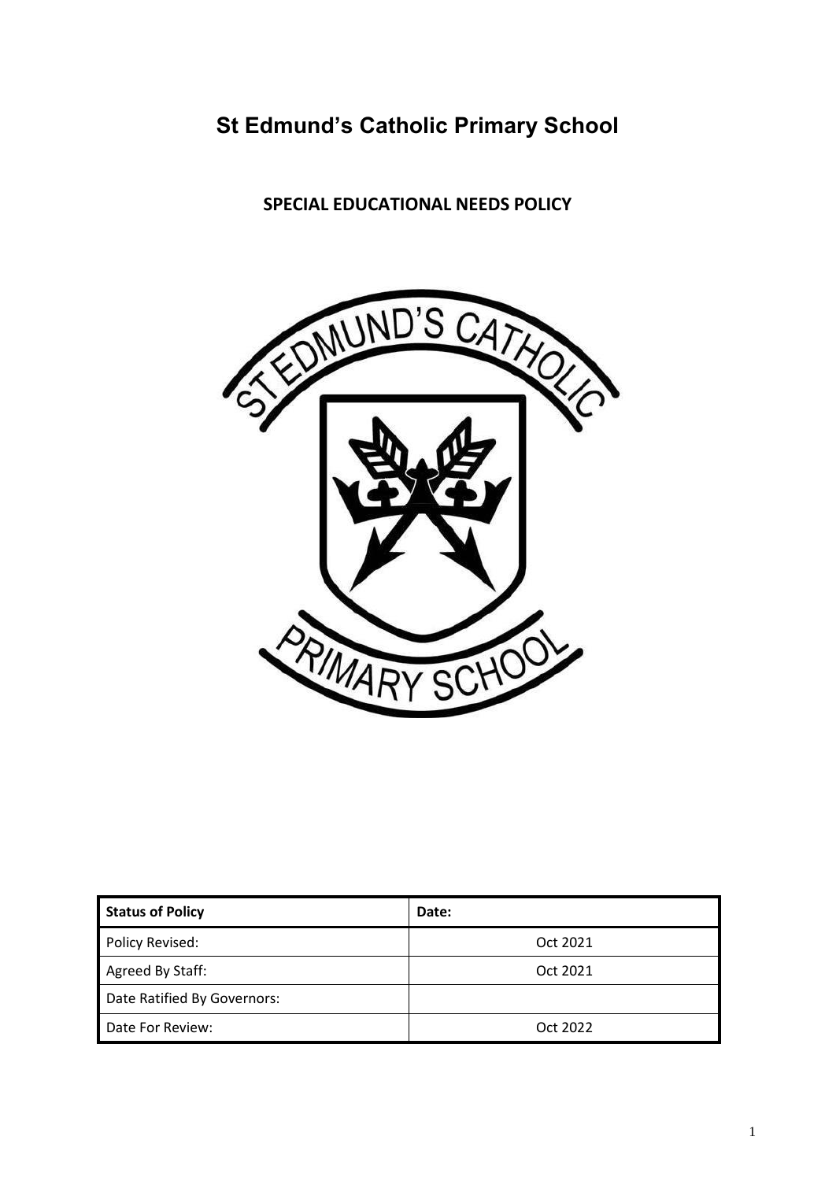# St Edmund's Catholic Primary School

## SPECIAL EDUCATIONAL NEEDS POLICY

| Status of Policy | Date: |
| --- | --- |
| Policy Revised: | Oct 2021 |
| Agreed By Staff: | Oct 2021 |
| Date Ratified By Governors: | |
| Date For Review: | Oct 2022 |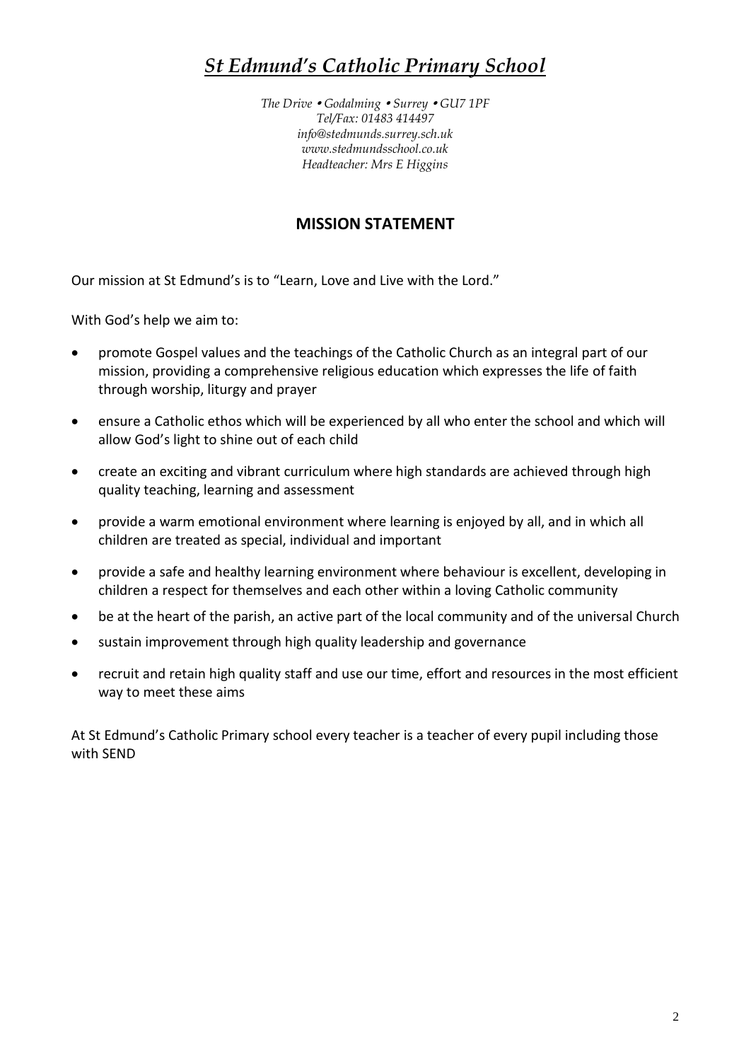# *St Edmund's Catholic Primary School*

*The Drive • Godalming • Surrey • GU7 1PF*
*Tel/Fax: 01483 414497*
*info@stedmunds.surrey.sch.uk*
*www.stedmundsschool.co.uk*
*Headteacher: Mrs E Higgins*

## MISSION STATEMENT

Our mission at St Edmund's is to "Learn, Love and Live with the Lord."

With God's help we aim to:

- promote Gospel values and the teachings of the Catholic Church as an integral part of our mission, providing a comprehensive religious education which expresses the life of faith through worship, liturgy and prayer
- ensure a Catholic ethos which will be experienced by all who enter the school and which will allow God's light to shine out of each child
- create an exciting and vibrant curriculum where high standards are achieved through high quality teaching, learning and assessment
- provide a warm emotional environment where learning is enjoyed by all, and in which all children are treated as special, individual and important
- provide a safe and healthy learning environment where behaviour is excellent, developing in children a respect for themselves and each other within a loving Catholic community
- be at the heart of the parish, an active part of the local community and of the universal Church
- sustain improvement through high quality leadership and governance
- recruit and retain high quality staff and use our time, effort and resources in the most efficient way to meet these aims

At St Edmund's Catholic Primary school every teacher is a teacher of every pupil including those with SEND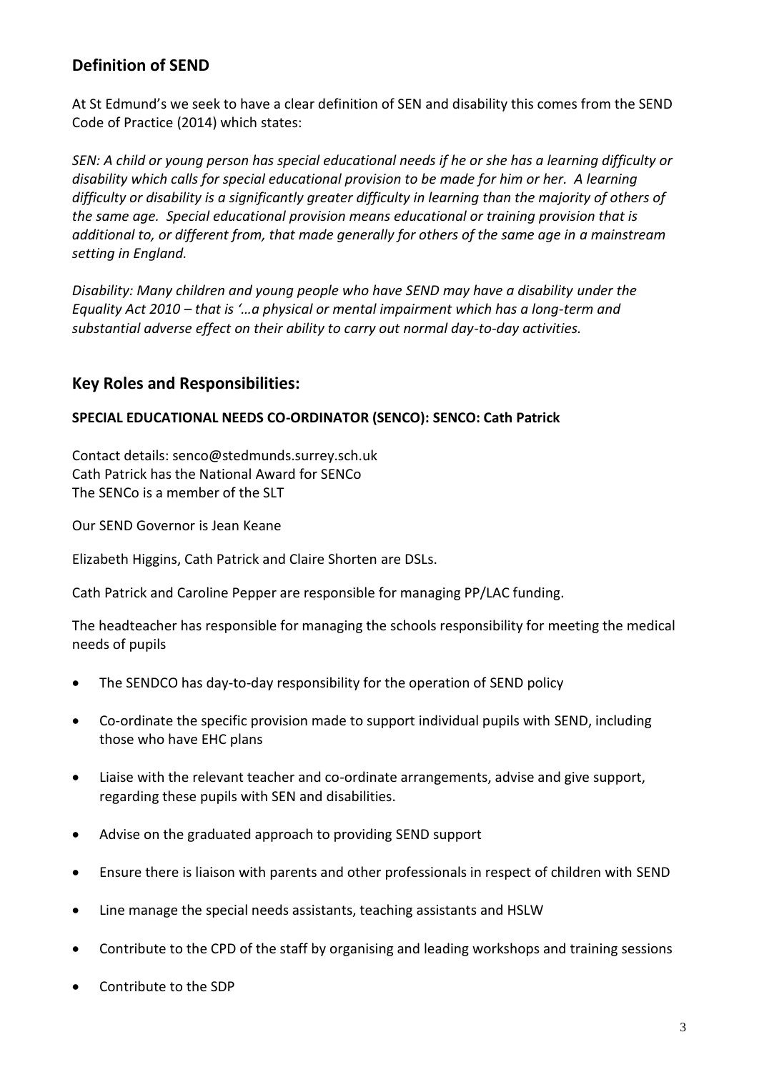## Definition of SEND

At St Edmund's we seek to have a clear definition of SEN and disability this comes from the SEND Code of Practice (2014) which states:

*SEN: A child or young person has special educational needs if he or she has a learning difficulty or disability which calls for special educational provision to be made for him or her. A learning difficulty or disability is a significantly greater difficulty in learning than the majority of others of the same age. Special educational provision means educational or training provision that is additional to, or different from, that made generally for others of the same age in a mainstream setting in England.*

*Disability: Many children and young people who have SEND may have a disability under the Equality Act 2010 – that is '…a physical or mental impairment which has a long-term and substantial adverse effect on their ability to carry out normal day-to-day activities.*

## Key Roles and Responsibilities:

**SPECIAL EDUCATIONAL NEEDS CO-ORDINATOR (SENCO): SENCO: Cath Patrick**

Contact details: senco@stedmunds.surrey.sch.uk
Cath Patrick has the National Award for SENCo
The SENCo is a member of the SLT

Our SEND Governor is Jean Keane

Elizabeth Higgins, Cath Patrick and Claire Shorten are DSLs.

Cath Patrick and Caroline Pepper are responsible for managing PP/LAC funding.

The headteacher has responsible for managing the schools responsibility for meeting the medical needs of pupils

- The SENDCO has day-to-day responsibility for the operation of SEND policy
- Co-ordinate the specific provision made to support individual pupils with SEND, including those who have EHC plans
- Liaise with the relevant teacher and co-ordinate arrangements, advise and give support, regarding these pupils with SEN and disabilities.
- Advise on the graduated approach to providing SEND support
- Ensure there is liaison with parents and other professionals in respect of children with SEND
- Line manage the special needs assistants, teaching assistants and HSLW
- Contribute to the CPD of the staff by organising and leading workshops and training sessions
- Contribute to the SDP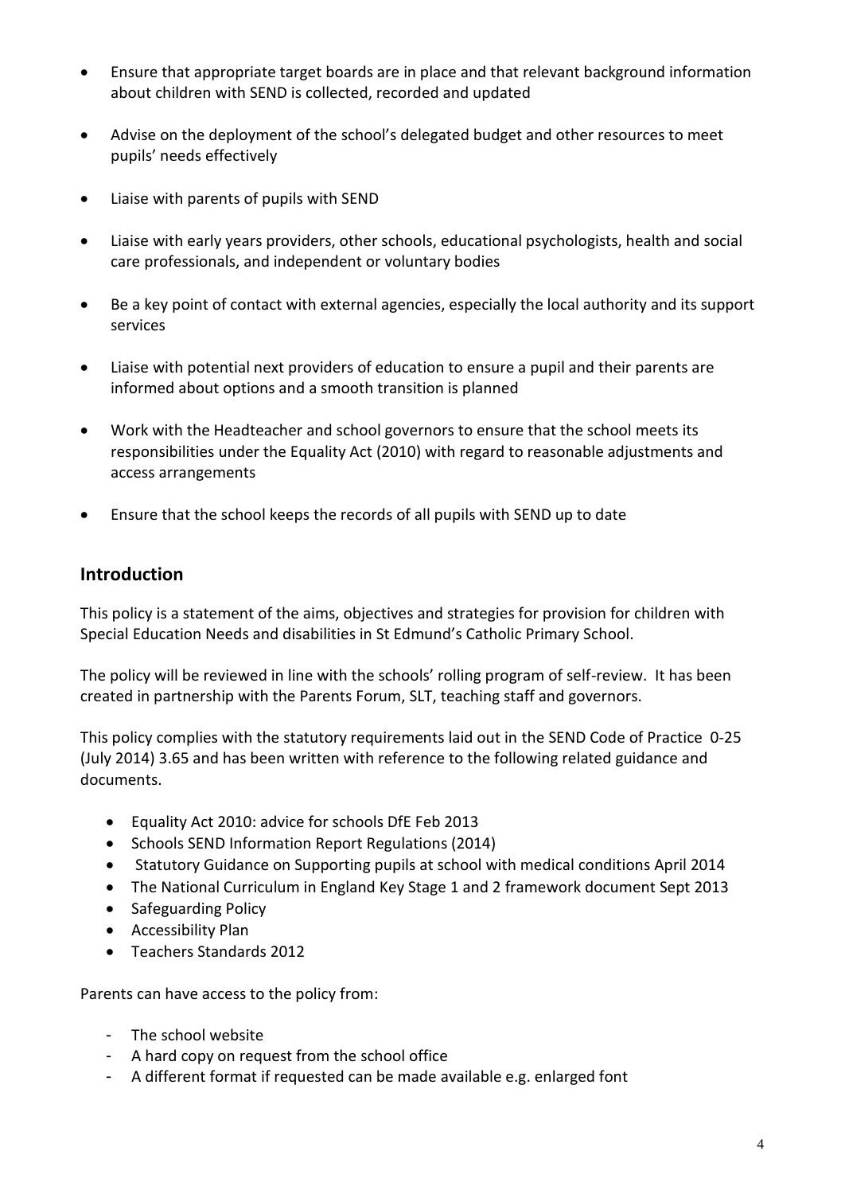- Ensure that appropriate target boards are in place and that relevant background information about children with SEND is collected, recorded and updated
- Advise on the deployment of the school's delegated budget and other resources to meet pupils' needs effectively
- Liaise with parents of pupils with SEND
- Liaise with early years providers, other schools, educational psychologists, health and social care professionals, and independent or voluntary bodies
- Be a key point of contact with external agencies, especially the local authority and its support services
- Liaise with potential next providers of education to ensure a pupil and their parents are informed about options and a smooth transition is planned
- Work with the Headteacher and school governors to ensure that the school meets its responsibilities under the Equality Act (2010) with regard to reasonable adjustments and access arrangements
- Ensure that the school keeps the records of all pupils with SEND up to date

## Introduction

This policy is a statement of the aims, objectives and strategies for provision for children with Special Education Needs and disabilities in St Edmund's Catholic Primary School.

The policy will be reviewed in line with the schools' rolling program of self-review. It has been created in partnership with the Parents Forum, SLT, teaching staff and governors.

This policy complies with the statutory requirements laid out in the SEND Code of Practice 0-25 (July 2014) 3.65 and has been written with reference to the following related guidance and documents.

- Equality Act 2010: advice for schools DfE Feb 2013
- Schools SEND Information Report Regulations (2014)
- Statutory Guidance on Supporting pupils at school with medical conditions April 2014
- The National Curriculum in England Key Stage 1 and 2 framework document Sept 2013
- Safeguarding Policy
- Accessibility Plan
- Teachers Standards 2012

Parents can have access to the policy from:

- The school website
- A hard copy on request from the school office
- A different format if requested can be made available e.g. enlarged font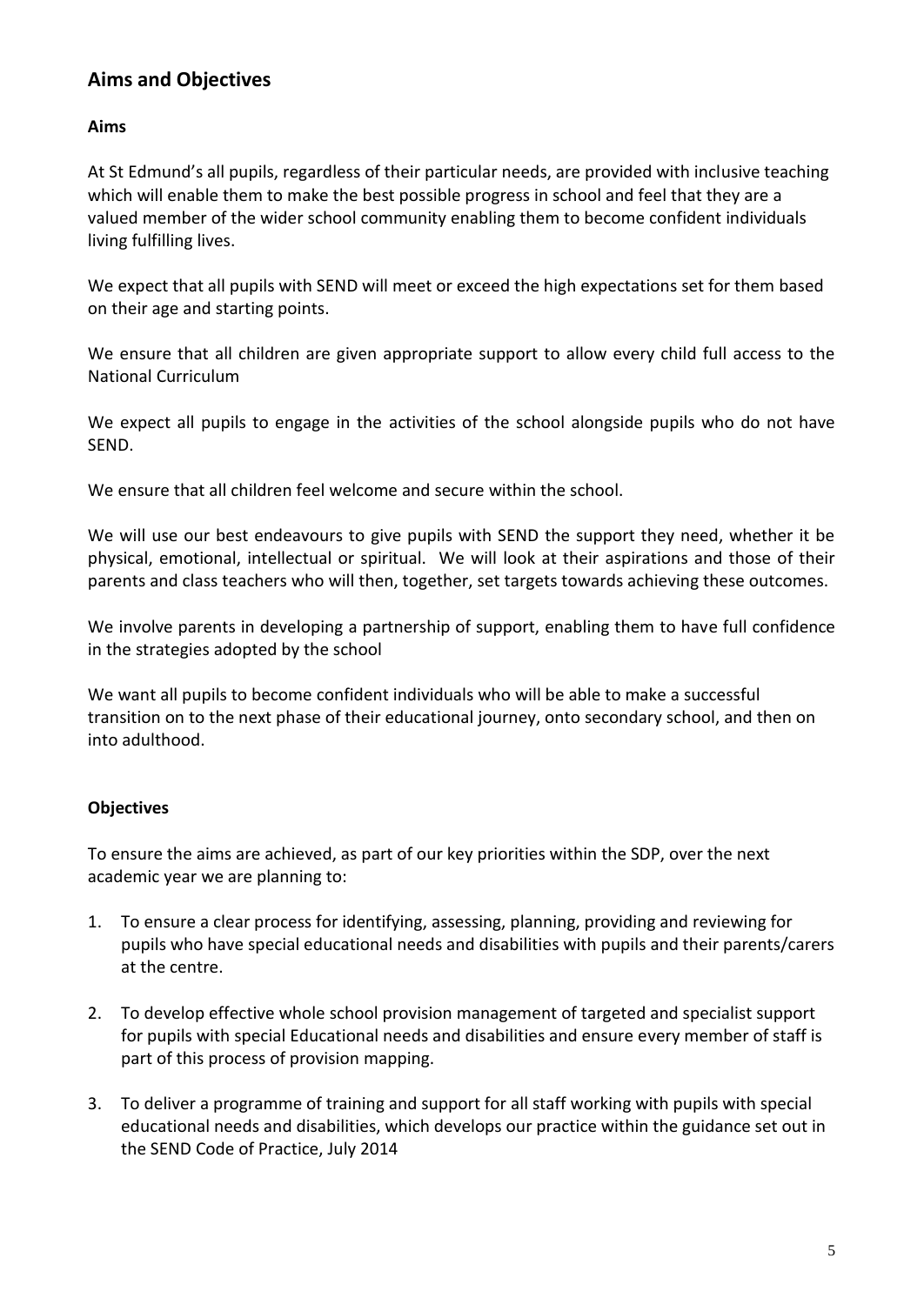## Aims and Objectives

### Aims

At St Edmund's all pupils, regardless of their particular needs, are provided with inclusive teaching which will enable them to make the best possible progress in school and feel that they are a valued member of the wider school community enabling them to become confident individuals living fulfilling lives.

We expect that all pupils with SEND will meet or exceed the high expectations set for them based on their age and starting points.

We ensure that all children are given appropriate support to allow every child full access to the National Curriculum

We expect all pupils to engage in the activities of the school alongside pupils who do not have SEND.

We ensure that all children feel welcome and secure within the school.

We will use our best endeavours to give pupils with SEND the support they need, whether it be physical, emotional, intellectual or spiritual. We will look at their aspirations and those of their parents and class teachers who will then, together, set targets towards achieving these outcomes.

We involve parents in developing a partnership of support, enabling them to have full confidence in the strategies adopted by the school

We want all pupils to become confident individuals who will be able to make a successful transition on to the next phase of their educational journey, onto secondary school, and then on into adulthood.

### Objectives

To ensure the aims are achieved, as part of our key priorities within the SDP, over the next academic year we are planning to:

1. To ensure a clear process for identifying, assessing, planning, providing and reviewing for pupils who have special educational needs and disabilities with pupils and their parents/carers at the centre.
2. To develop effective whole school provision management of targeted and specialist support for pupils with special Educational needs and disabilities and ensure every member of staff is part of this process of provision mapping.
3. To deliver a programme of training and support for all staff working with pupils with special educational needs and disabilities, which develops our practice within the guidance set out in the SEND Code of Practice, July 2014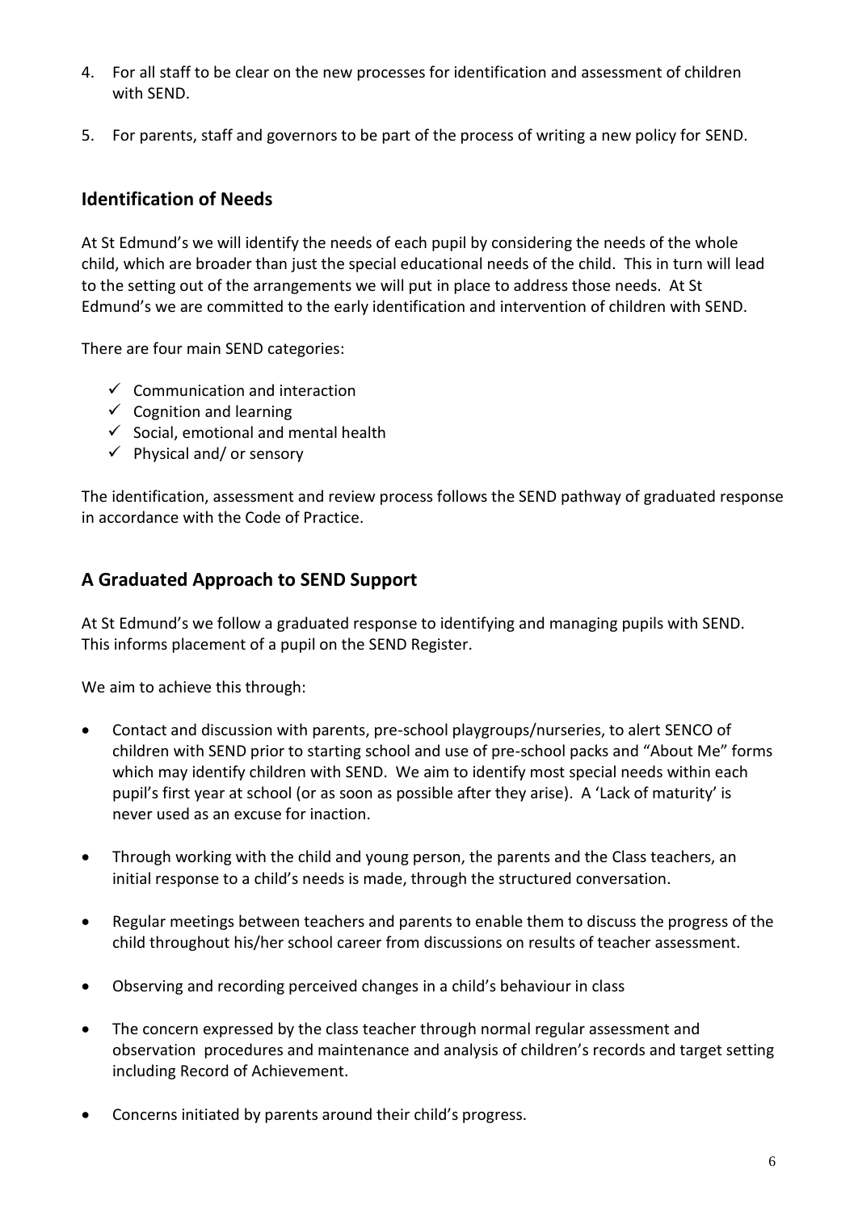4. For all staff to be clear on the new processes for identification and assessment of children with SEND.

5. For parents, staff and governors to be part of the process of writing a new policy for SEND.

## Identification of Needs

At St Edmund's we will identify the needs of each pupil by considering the needs of the whole child, which are broader than just the special educational needs of the child. This in turn will lead to the setting out of the arrangements we will put in place to address those needs. At St Edmund's we are committed to the early identification and intervention of children with SEND.

There are four main SEND categories:

- ✓ Communication and interaction
- ✓ Cognition and learning
- ✓ Social, emotional and mental health
- ✓ Physical and/ or sensory

The identification, assessment and review process follows the SEND pathway of graduated response in accordance with the Code of Practice.

## A Graduated Approach to SEND Support

At St Edmund's we follow a graduated response to identifying and managing pupils with SEND. This informs placement of a pupil on the SEND Register.

We aim to achieve this through:

- Contact and discussion with parents, pre-school playgroups/nurseries, to alert SENCO of children with SEND prior to starting school and use of pre-school packs and "About Me" forms which may identify children with SEND. We aim to identify most special needs within each pupil's first year at school (or as soon as possible after they arise). A 'Lack of maturity' is never used as an excuse for inaction.

- Through working with the child and young person, the parents and the Class teachers, an initial response to a child's needs is made, through the structured conversation.

- Regular meetings between teachers and parents to enable them to discuss the progress of the child throughout his/her school career from discussions on results of teacher assessment.

- Observing and recording perceived changes in a child's behaviour in class

- The concern expressed by the class teacher through normal regular assessment and observation procedures and maintenance and analysis of children's records and target setting including Record of Achievement.

- Concerns initiated by parents around their child's progress.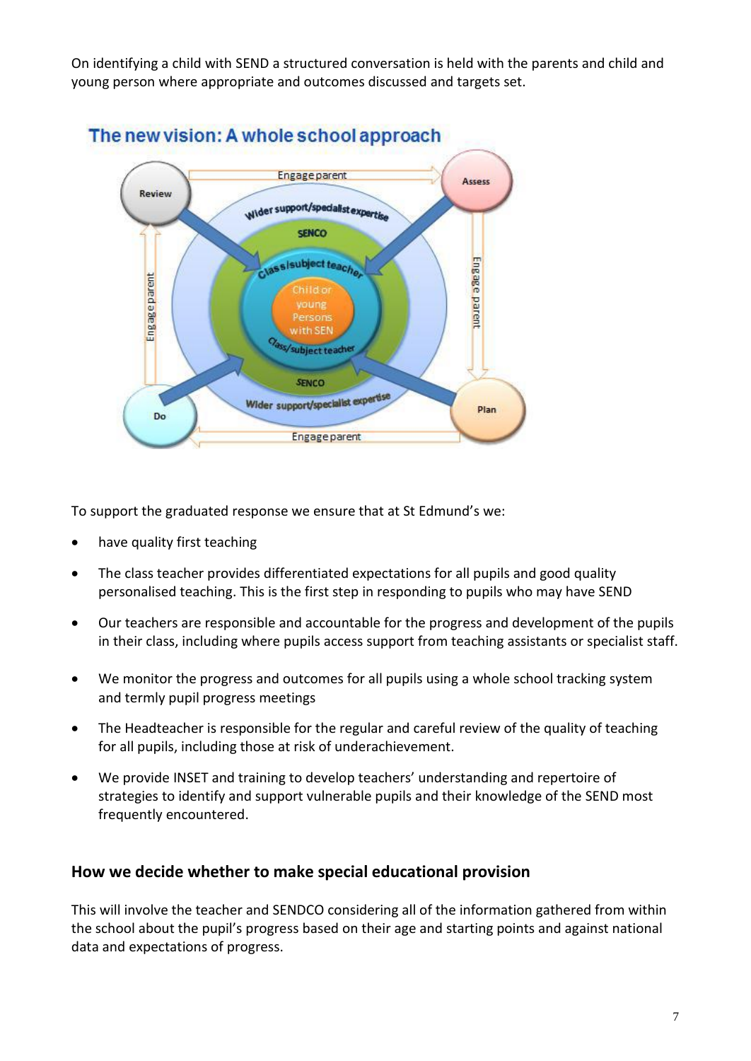On identifying a child with SEND a structured conversation is held with the parents and child and young person where appropriate and outcomes discussed and targets set.

The new vision: A whole school approach

Review

Engage parent

Assess

Wider support/specialist expertise

SENCO

Class/subject teacher

Child or young Persons with SEN

Class/subject teacher

SENCO

Wider support/specialist expertise

Engage parent

Engage parent

Do

Engage parent

Plan

To support the graduated response we ensure that at St Edmund's we:

- have quality first teaching
- The class teacher provides differentiated expectations for all pupils and good quality personalised teaching. This is the first step in responding to pupils who may have SEND
- Our teachers are responsible and accountable for the progress and development of the pupils in their class, including where pupils access support from teaching assistants or specialist staff.
- We monitor the progress and outcomes for all pupils using a whole school tracking system and termly pupil progress meetings
- The Headteacher is responsible for the regular and careful review of the quality of teaching for all pupils, including those at risk of underachievement.
- We provide INSET and training to develop teachers' understanding and repertoire of strategies to identify and support vulnerable pupils and their knowledge of the SEND most frequently encountered.

## How we decide whether to make special educational provision

This will involve the teacher and SENDCO considering all of the information gathered from within the school about the pupil's progress based on their age and starting points and against national data and expectations of progress.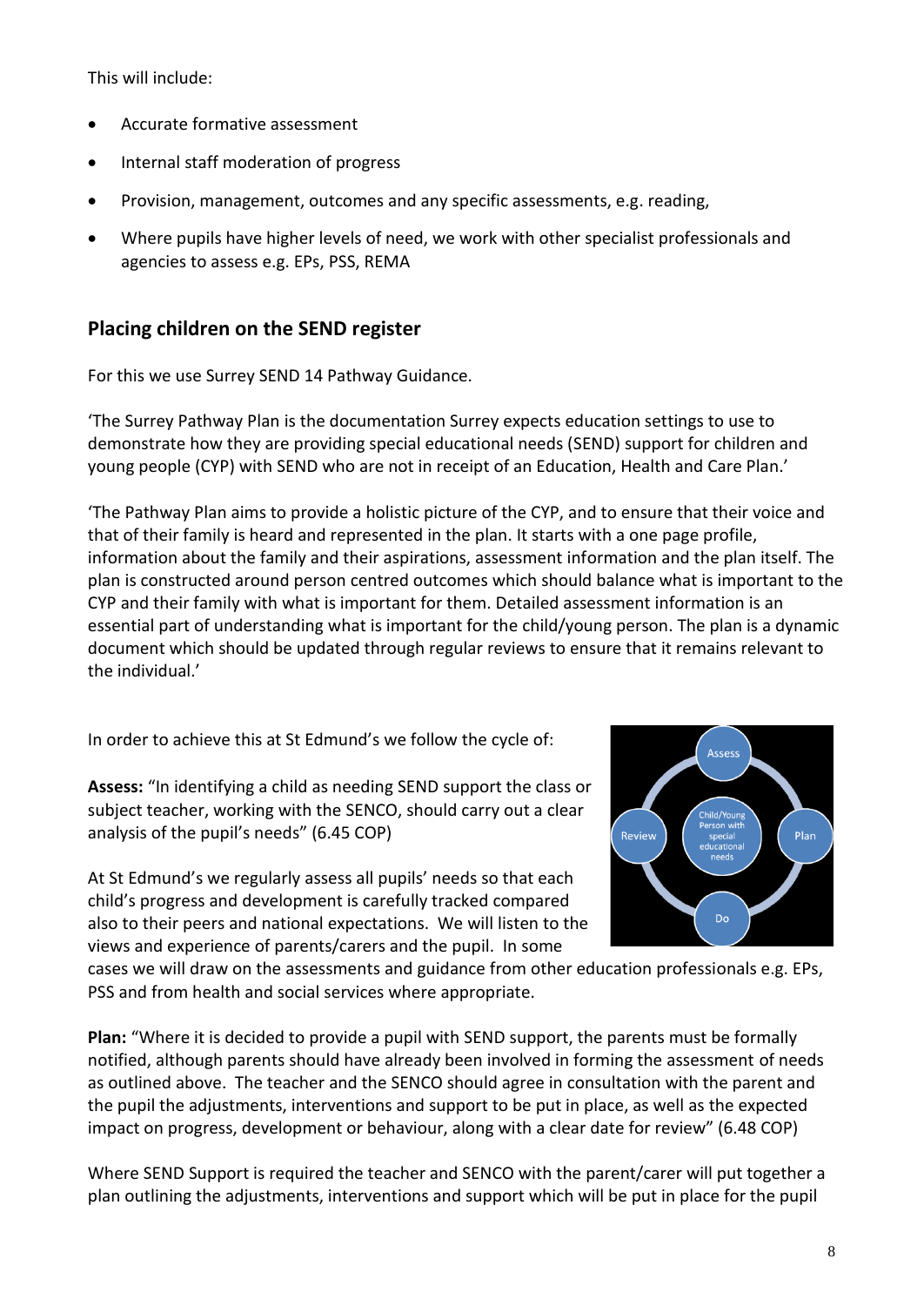This will include:

- Accurate formative assessment
- Internal staff moderation of progress
- Provision, management, outcomes and any specific assessments, e.g. reading,
- Where pupils have higher levels of need, we work with other specialist professionals and agencies to assess e.g. EPs, PSS, REMA

## Placing children on the SEND register

For this we use Surrey SEND 14 Pathway Guidance.

'The Surrey Pathway Plan is the documentation Surrey expects education settings to use to demonstrate how they are providing special educational needs (SEND) support for children and young people (CYP) with SEND who are not in receipt of an Education, Health and Care Plan.'

'The Pathway Plan aims to provide a holistic picture of the CYP, and to ensure that their voice and that of their family is heard and represented in the plan. It starts with a one page profile, information about the family and their aspirations, assessment information and the plan itself. The plan is constructed around person centred outcomes which should balance what is important to the CYP and their family with what is important for them. Detailed assessment information is an essential part of understanding what is important for the child/young person. The plan is a dynamic document which should be updated through regular reviews to ensure that it remains relevant to the individual.'

In order to achieve this at St Edmund's we follow the cycle of:

Assess

Plan

Do

Review

Child/Young Person with special educational needs

**Assess:** "In identifying a child as needing SEND support the class or subject teacher, working with the SENCO, should carry out a clear analysis of the pupil's needs" (6.45 COP)

At St Edmund's we regularly assess all pupils' needs so that each child's progress and development is carefully tracked compared also to their peers and national expectations. We will listen to the views and experience of parents/carers and the pupil. In some cases we will draw on the assessments and guidance from other education professionals e.g. EPs, PSS and from health and social services where appropriate.

**Plan:** "Where it is decided to provide a pupil with SEND support, the parents must be formally notified, although parents should have already been involved in forming the assessment of needs as outlined above. The teacher and the SENCO should agree in consultation with the parent and the pupil the adjustments, interventions and support to be put in place, as well as the expected impact on progress, development or behaviour, along with a clear date for review" (6.48 COP)

Where SEND Support is required the teacher and SENCO with the parent/carer will put together a plan outlining the adjustments, interventions and support which will be put in place for the pupil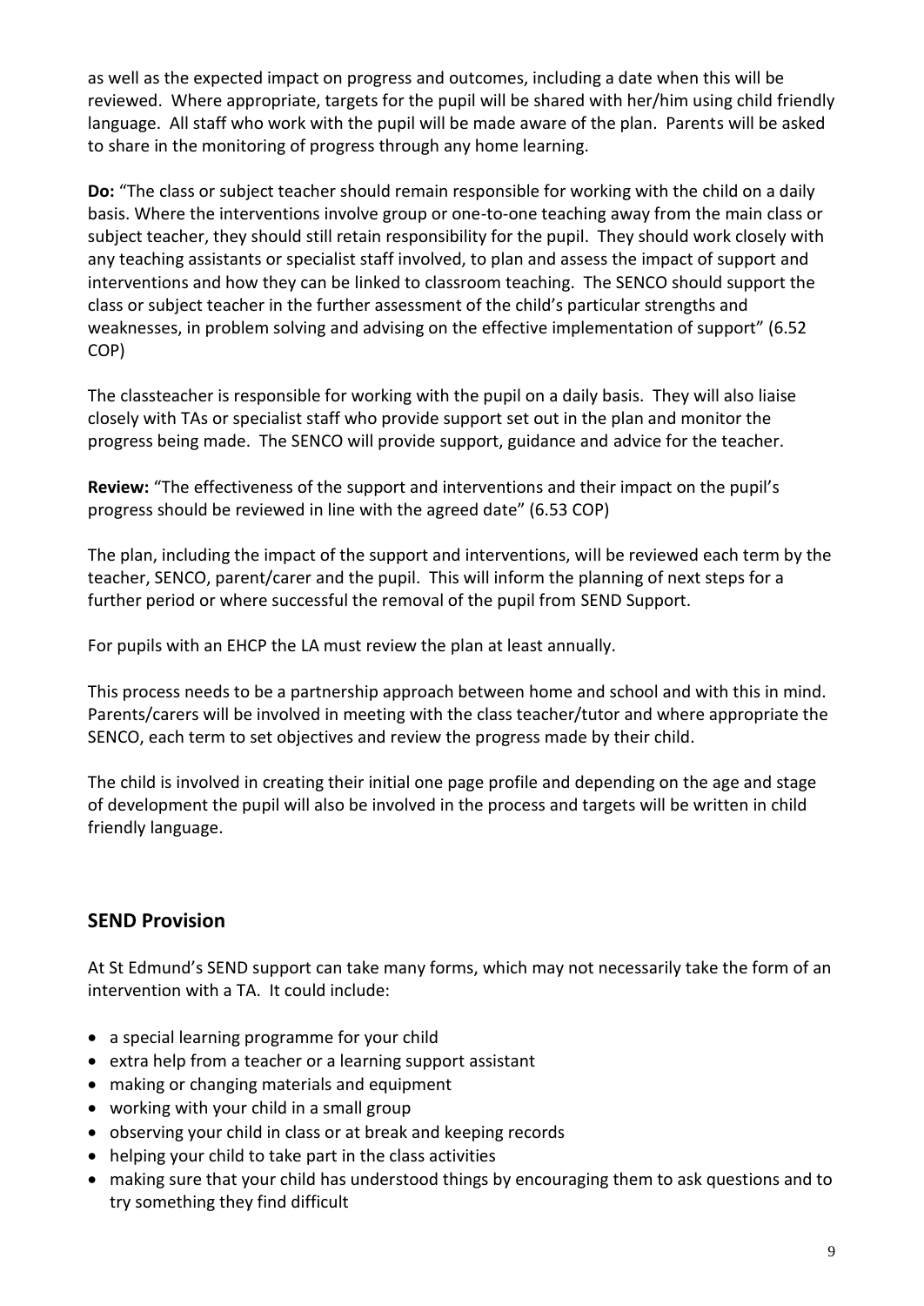as well as the expected impact on progress and outcomes, including a date when this will be reviewed. Where appropriate, targets for the pupil will be shared with her/him using child friendly language. All staff who work with the pupil will be made aware of the plan. Parents will be asked to share in the monitoring of progress through any home learning.

**Do:** "The class or subject teacher should remain responsible for working with the child on a daily basis. Where the interventions involve group or one-to-one teaching away from the main class or subject teacher, they should still retain responsibility for the pupil. They should work closely with any teaching assistants or specialist staff involved, to plan and assess the impact of support and interventions and how they can be linked to classroom teaching. The SENCO should support the class or subject teacher in the further assessment of the child's particular strengths and weaknesses, in problem solving and advising on the effective implementation of support" (6.52 COP)

The classteacher is responsible for working with the pupil on a daily basis. They will also liaise closely with TAs or specialist staff who provide support set out in the plan and monitor the progress being made. The SENCO will provide support, guidance and advice for the teacher.

**Review:** "The effectiveness of the support and interventions and their impact on the pupil's progress should be reviewed in line with the agreed date" (6.53 COP)

The plan, including the impact of the support and interventions, will be reviewed each term by the teacher, SENCO, parent/carer and the pupil. This will inform the planning of next steps for a further period or where successful the removal of the pupil from SEND Support.

For pupils with an EHCP the LA must review the plan at least annually.

This process needs to be a partnership approach between home and school and with this in mind. Parents/carers will be involved in meeting with the class teacher/tutor and where appropriate the SENCO, each term to set objectives and review the progress made by their child.

The child is involved in creating their initial one page profile and depending on the age and stage of development the pupil will also be involved in the process and targets will be written in child friendly language.

## SEND Provision

At St Edmund's SEND support can take many forms, which may not necessarily take the form of an intervention with a TA. It could include:

- a special learning programme for your child
- extra help from a teacher or a learning support assistant
- making or changing materials and equipment
- working with your child in a small group
- observing your child in class or at break and keeping records
- helping your child to take part in the class activities
- making sure that your child has understood things by encouraging them to ask questions and to try something they find difficult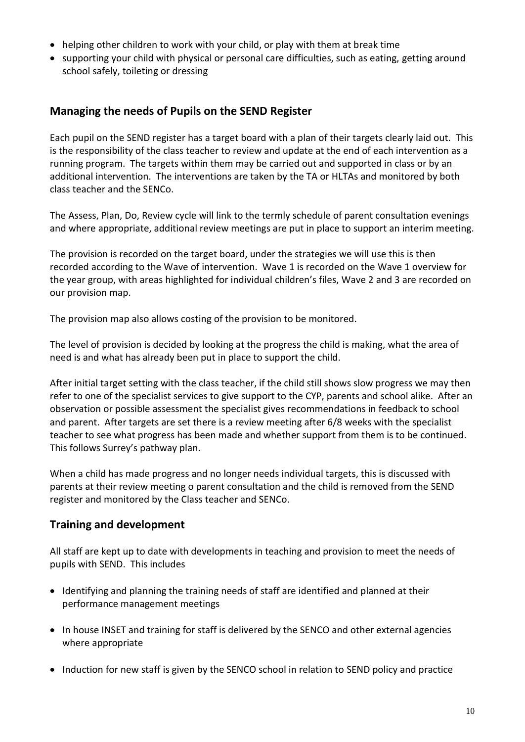- helping other children to work with your child, or play with them at break time
- supporting your child with physical or personal care difficulties, such as eating, getting around school safely, toileting or dressing

## Managing the needs of Pupils on the SEND Register

Each pupil on the SEND register has a target board with a plan of their targets clearly laid out. This is the responsibility of the class teacher to review and update at the end of each intervention as a running program. The targets within them may be carried out and supported in class or by an additional intervention. The interventions are taken by the TA or HLTAs and monitored by both class teacher and the SENCo.

The Assess, Plan, Do, Review cycle will link to the termly schedule of parent consultation evenings and where appropriate, additional review meetings are put in place to support an interim meeting.

The provision is recorded on the target board, under the strategies we will use this is then recorded according to the Wave of intervention. Wave 1 is recorded on the Wave 1 overview for the year group, with areas highlighted for individual children's files, Wave 2 and 3 are recorded on our provision map.

The provision map also allows costing of the provision to be monitored.

The level of provision is decided by looking at the progress the child is making, what the area of need is and what has already been put in place to support the child.

After initial target setting with the class teacher, if the child still shows slow progress we may then refer to one of the specialist services to give support to the CYP, parents and school alike. After an observation or possible assessment the specialist gives recommendations in feedback to school and parent. After targets are set there is a review meeting after 6/8 weeks with the specialist teacher to see what progress has been made and whether support from them is to be continued. This follows Surrey's pathway plan.

When a child has made progress and no longer needs individual targets, this is discussed with parents at their review meeting o parent consultation and the child is removed from the SEND register and monitored by the Class teacher and SENCo.

## Training and development

All staff are kept up to date with developments in teaching and provision to meet the needs of pupils with SEND. This includes

- Identifying and planning the training needs of staff are identified and planned at their performance management meetings
- In house INSET and training for staff is delivered by the SENCO and other external agencies where appropriate
- Induction for new staff is given by the SENCO school in relation to SEND policy and practice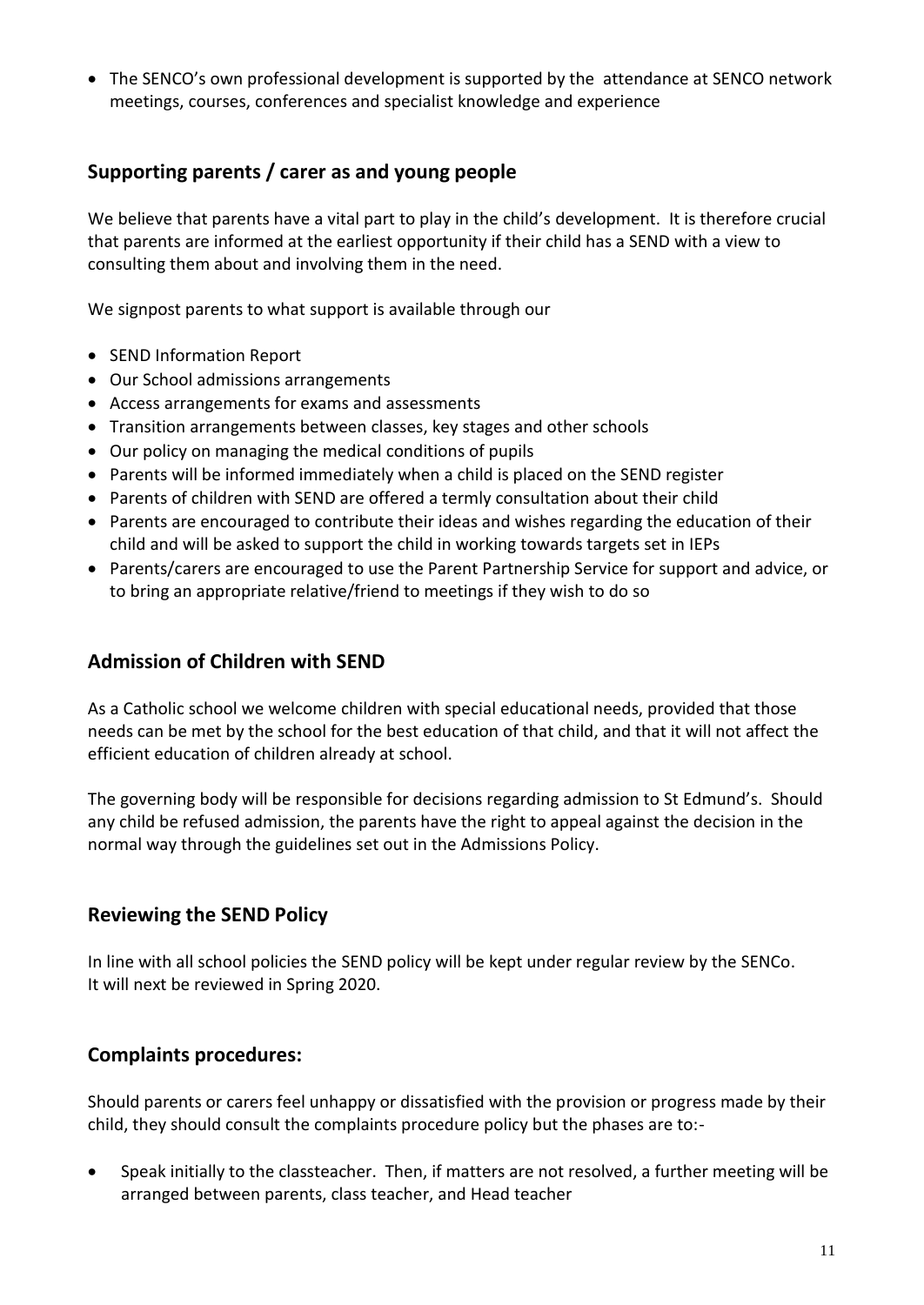- The SENCO's own professional development is supported by the  attendance at SENCO network meetings, courses, conferences and specialist knowledge and experience

## Supporting parents / carer as and young people

We believe that parents have a vital part to play in the child's development.  It is therefore crucial that parents are informed at the earliest opportunity if their child has a SEND with a view to consulting them about and involving them in the need.

We signpost parents to what support is available through our

- SEND Information Report
- Our School admissions arrangements
- Access arrangements for exams and assessments
- Transition arrangements between classes, key stages and other schools
- Our policy on managing the medical conditions of pupils
- Parents will be informed immediately when a child is placed on the SEND register
- Parents of children with SEND are offered a termly consultation about their child
- Parents are encouraged to contribute their ideas and wishes regarding the education of their child and will be asked to support the child in working towards targets set in IEPs
- Parents/carers are encouraged to use the Parent Partnership Service for support and advice, or to bring an appropriate relative/friend to meetings if they wish to do so

## Admission of Children with SEND

As a Catholic school we welcome children with special educational needs, provided that those needs can be met by the school for the best education of that child, and that it will not affect the efficient education of children already at school.

The governing body will be responsible for decisions regarding admission to St Edmund's.  Should any child be refused admission, the parents have the right to appeal against the decision in the normal way through the guidelines set out in the Admissions Policy.

## Reviewing the SEND Policy

In line with all school policies the SEND policy will be kept under regular review by the SENCo.
It will next be reviewed in Spring 2020.

## Complaints procedures:

Should parents or carers feel unhappy or dissatisfied with the provision or progress made by their child, they should consult the complaints procedure policy but the phases are to:-

- Speak initially to the classteacher.  Then, if matters are not resolved, a further meeting will be arranged between parents, class teacher, and Head teacher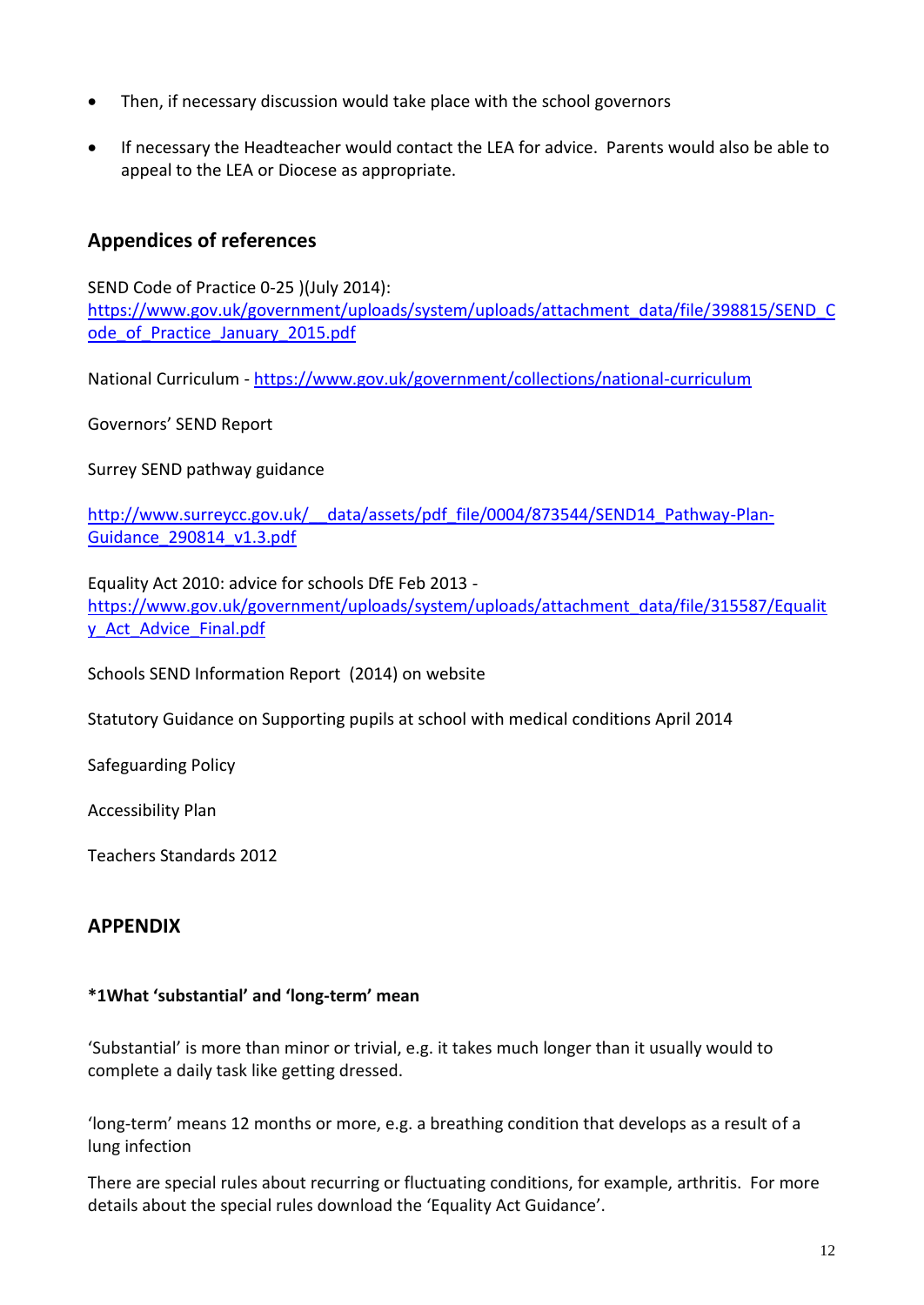- Then, if necessary discussion would take place with the school governors
- If necessary the Headteacher would contact the LEA for advice. Parents would also be able to appeal to the LEA or Diocese as appropriate.

## Appendices of references

SEND Code of Practice 0-25 )(July 2014):
https://www.gov.uk/government/uploads/system/uploads/attachment_data/file/398815/SEND_Code_of_Practice_January_2015.pdf

National Curriculum - https://www.gov.uk/government/collections/national-curriculum

Governors' SEND Report

Surrey SEND pathway guidance

http://www.surreycc.gov.uk/__data/assets/pdf_file/0004/873544/SEND14_Pathway-Plan-Guidance_290814_v1.3.pdf

Equality Act 2010: advice for schools DfE Feb 2013 -
https://www.gov.uk/government/uploads/system/uploads/attachment_data/file/315587/Equality_Act_Advice_Final.pdf

Schools SEND Information Report (2014) on website

Statutory Guidance on Supporting pupils at school with medical conditions April 2014

Safeguarding Policy

Accessibility Plan

Teachers Standards 2012

## APPENDIX

### *1What 'substantial' and 'long-term' mean

'Substantial' is more than minor or trivial, e.g. it takes much longer than it usually would to complete a daily task like getting dressed.

'long-term' means 12 months or more, e.g. a breathing condition that develops as a result of a lung infection

There are special rules about recurring or fluctuating conditions, for example, arthritis. For more details about the special rules download the 'Equality Act Guidance'.